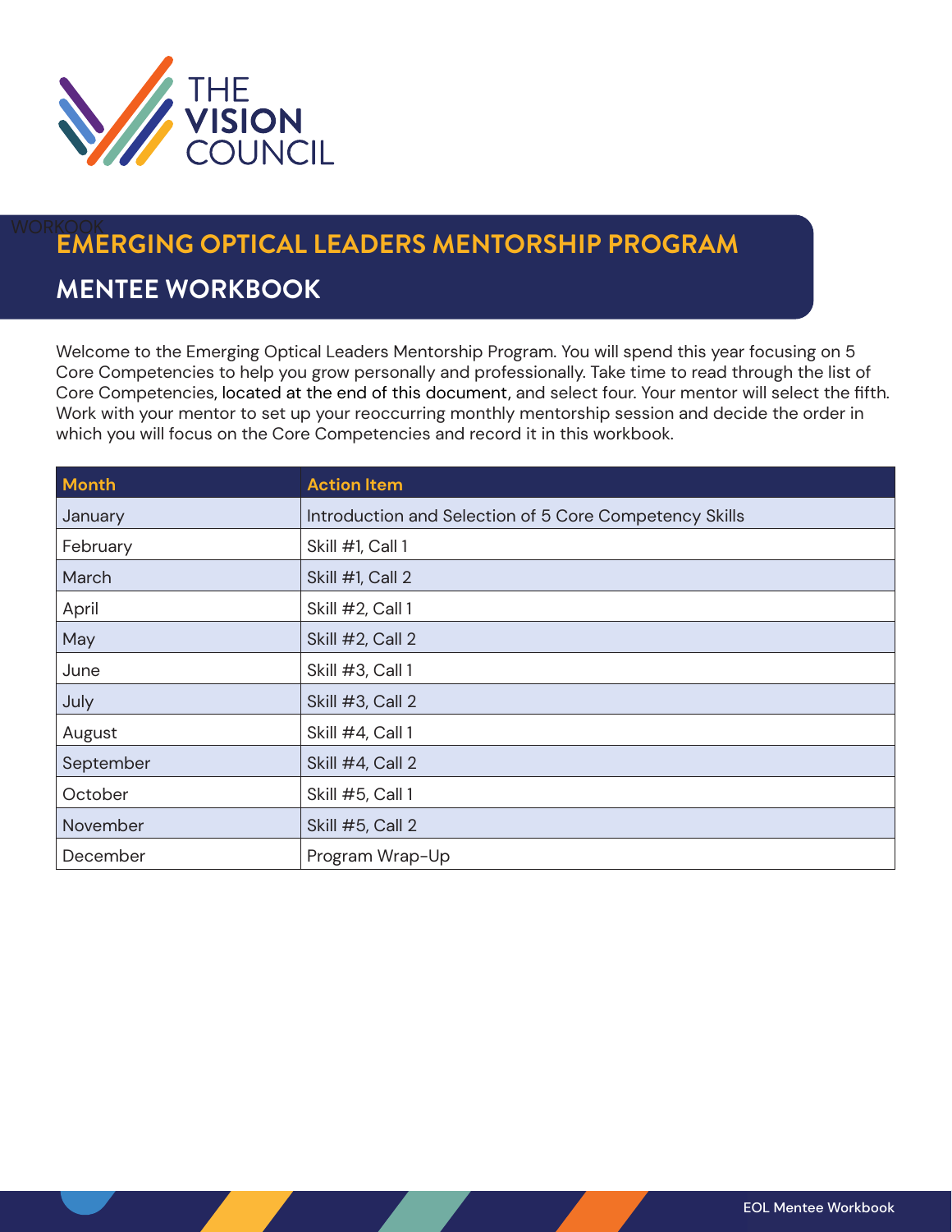THE VISION COUNCIL

WORKOOK

# EMERGING OPTICAL LEADERS MENTORSHIP PROGRAM

## MENTEE WORKBOOK

Welcome to the Emerging Optical Leaders Mentorship Program. You will spend this year focusing on 5 Core Competencies to help you grow personally and professionally. Take time to read through the list of Core Competencies, located at the end of this document, and select four. Your mentor will select the fifth. Work with your mentor to set up your reoccurring monthly mentorship session and decide the order in which you will focus on the Core Competencies and record it in this workbook.

| Month | Action Item |
| --- | --- |
| January | Introduction and Selection of 5 Core Competency Skills |
| February | Skill #1, Call 1 |
| March | Skill #1, Call 2 |
| April | Skill #2, Call 1 |
| May | Skill #2, Call 2 |
| June | Skill #3, Call 1 |
| July | Skill #3, Call 2 |
| August | Skill #4, Call 1 |
| September | Skill #4, Call 2 |
| October | Skill #5, Call 1 |
| November | Skill #5, Call 2 |
| December | Program Wrap-Up |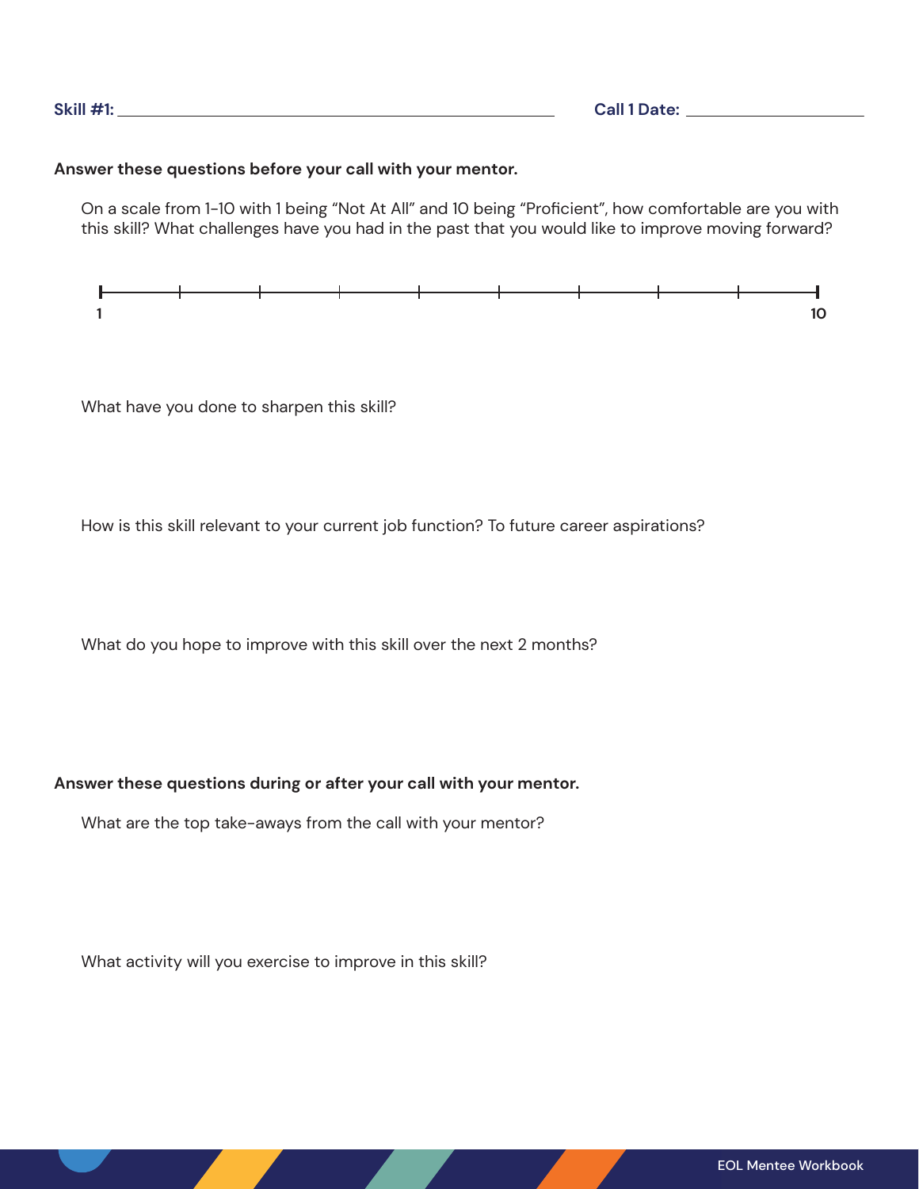**Skill #1:** ____________________________________________ **Call 1 Date:** ____________________

**Answer these questions before your call with your mentor.**

On a scale from 1-10 with 1 being "Not At All" and 10 being "Proficient", how comfortable are you with this skill? What challenges have you had in the past that you would like to improve moving forward?

1 ——————————————————————————————— 10

What have you done to sharpen this skill?

How is this skill relevant to your current job function? To future career aspirations?

What do you hope to improve with this skill over the next 2 months?

**Answer these questions during or after your call with your mentor.**

What are the top take-aways from the call with your mentor?

What activity will you exercise to improve in this skill?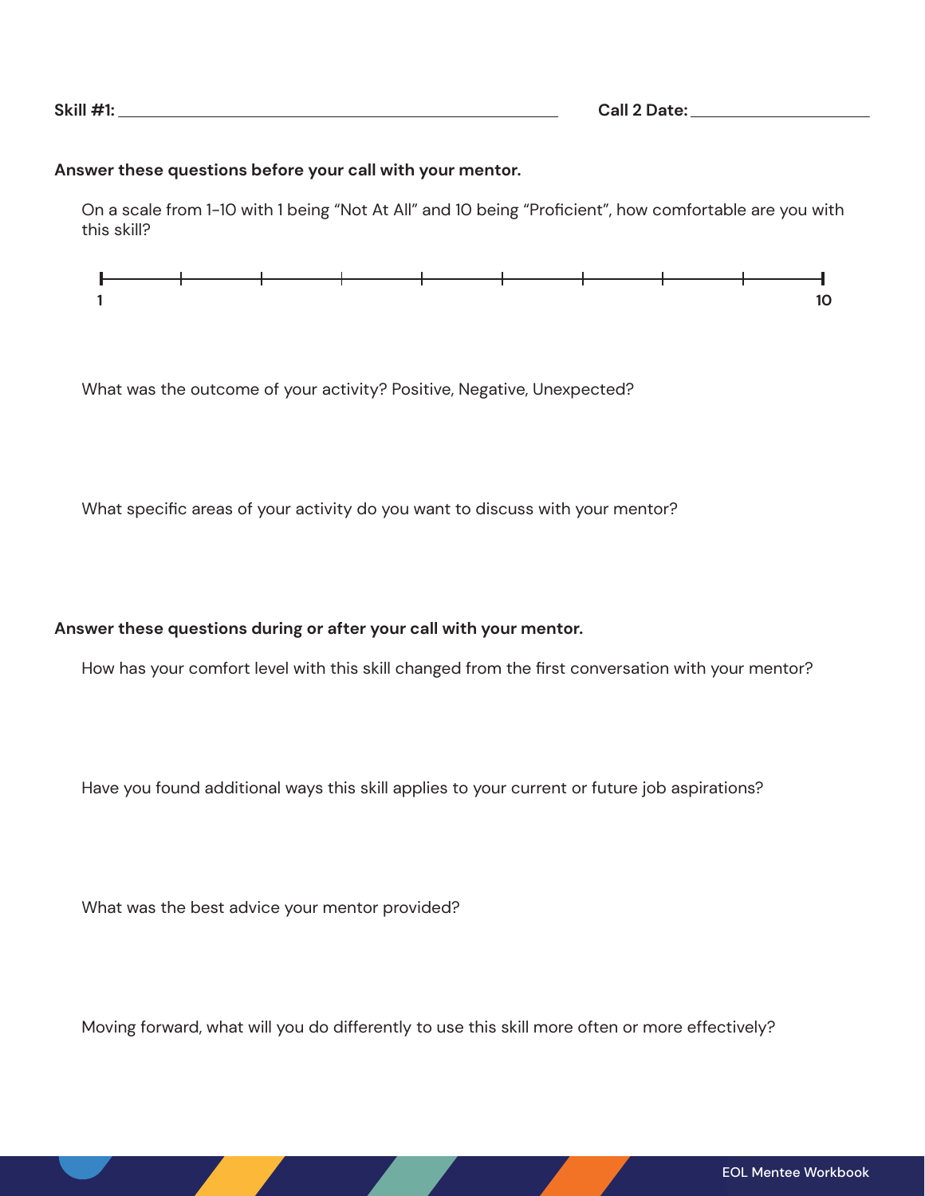**Skill #1:** ______________________________ **Call 2 Date:** ____________________

**Answer these questions before your call with your mentor.**

On a scale from 1-10 with 1 being "Not At All" and 10 being "Proficient", how comfortable are you with this skill?

1 ——————————————————————————— 10

What was the outcome of your activity? Positive, Negative, Unexpected?

What specific areas of your activity do you want to discuss with your mentor?

**Answer these questions during or after your call with your mentor.**

How has your comfort level with this skill changed from the first conversation with your mentor?

Have you found additional ways this skill applies to your current or future job aspirations?

What was the best advice your mentor provided?

Moving forward, what will you do differently to use this skill more often or more effectively?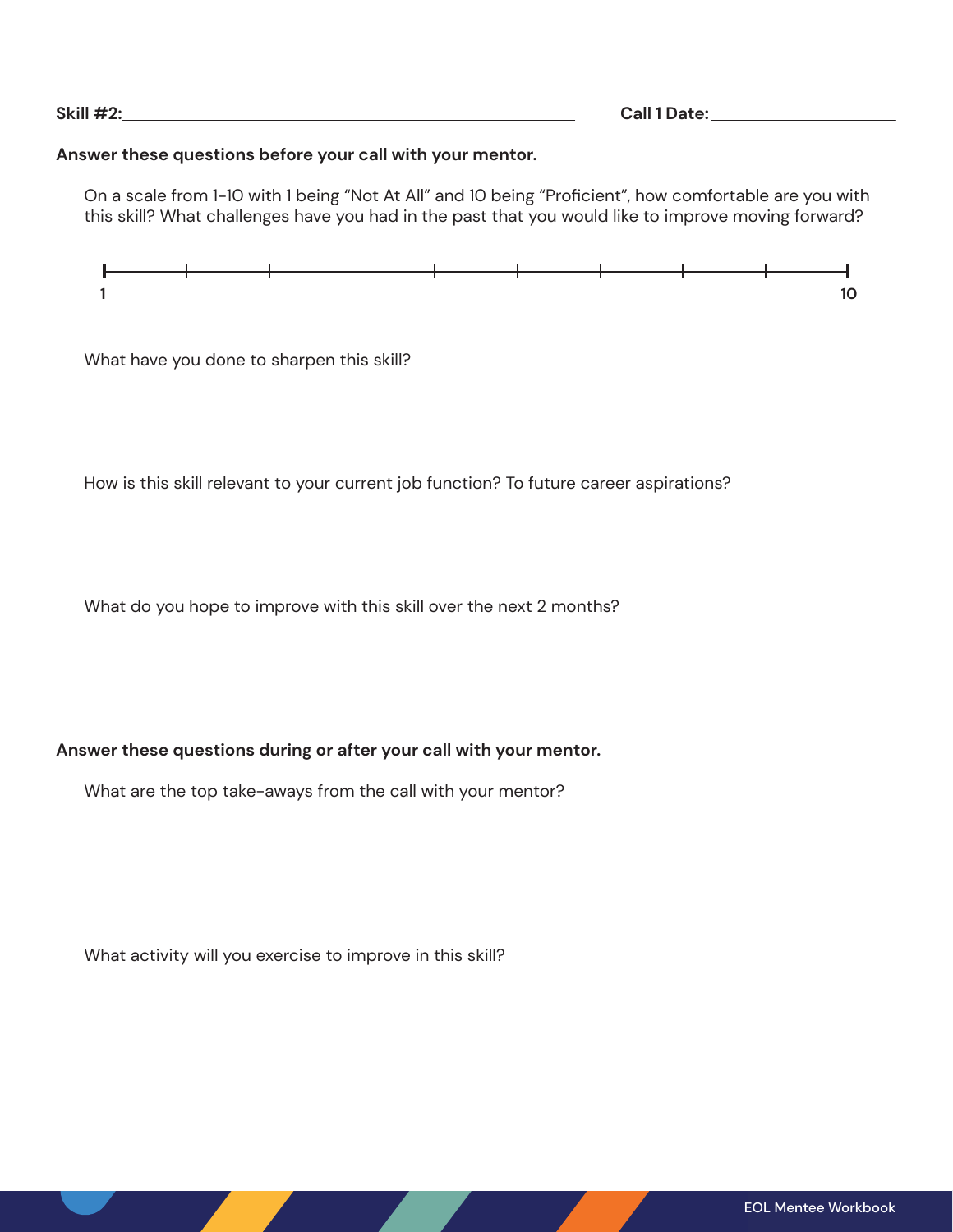**Skill #2:**\_\_\_\_\_\_\_\_\_\_\_\_\_\_\_\_\_\_\_\_\_\_\_\_\_\_\_\_\_\_\_\_\_\_\_\_\_\_\_\_ **Call 1 Date:**\_\_\_\_\_\_\_\_\_\_\_\_\_\_\_\_\_\_

**Answer these questions before your call with your mentor.**

On a scale from 1-10 with 1 being "Not At All" and 10 being "Proficient", how comfortable are you with this skill? What challenges have you had in the past that you would like to improve moving forward?

1 —————————————————————————————— 10

What have you done to sharpen this skill?

How is this skill relevant to your current job function? To future career aspirations?

What do you hope to improve with this skill over the next 2 months?

**Answer these questions during or after your call with your mentor.**

What are the top take-aways from the call with your mentor?

What activity will you exercise to improve in this skill?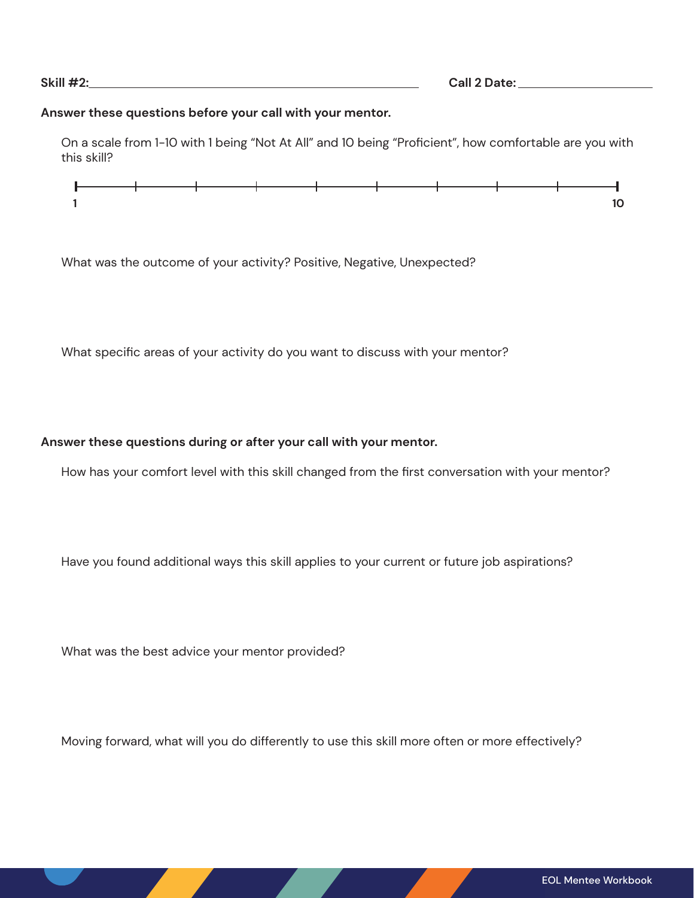**Skill #2:** ______________________________ **Call 2 Date:** ____________________

**Answer these questions before your call with your mentor.**

On a scale from 1-10 with 1 being “Not At All” and 10 being “Proficient”, how comfortable are you with this skill?

1 |—|—|—|—|—|—|—|—|—| 10

What was the outcome of your activity? Positive, Negative, Unexpected?

What specific areas of your activity do you want to discuss with your mentor?

**Answer these questions during or after your call with your mentor.**

How has your comfort level with this skill changed from the first conversation with your mentor?

Have you found additional ways this skill applies to your current or future job aspirations?

What was the best advice your mentor provided?

Moving forward, what will you do differently to use this skill more often or more effectively?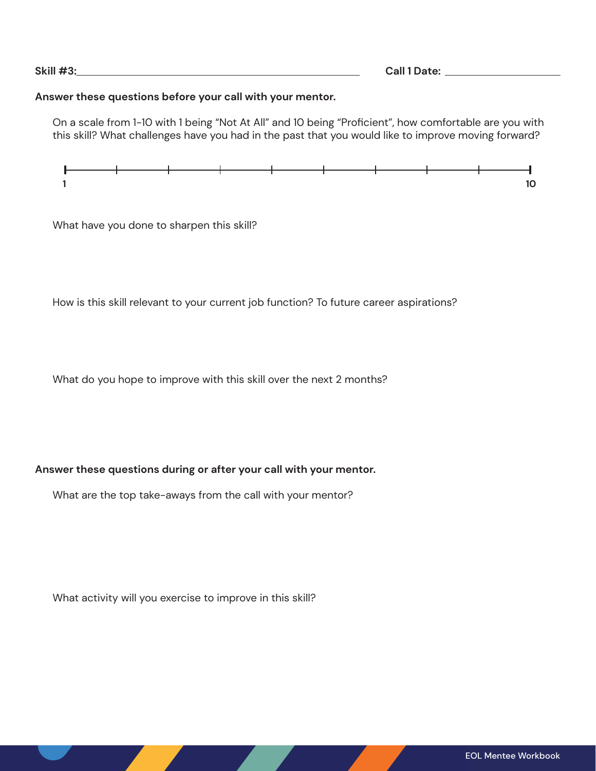**Skill #3:** ______________________________ **Call 1 Date:** ____________

**Answer these questions before your call with your mentor.**

On a scale from 1-10 with 1 being “Not At All” and 10 being “Proficient”, how comfortable are you with this skill? What challenges have you had in the past that you would like to improve moving forward?

1 ———————————————————————— 10

What have you done to sharpen this skill?

How is this skill relevant to your current job function? To future career aspirations?

What do you hope to improve with this skill over the next 2 months?

**Answer these questions during or after your call with your mentor.**

What are the top take-aways from the call with your mentor?

What activity will you exercise to improve in this skill?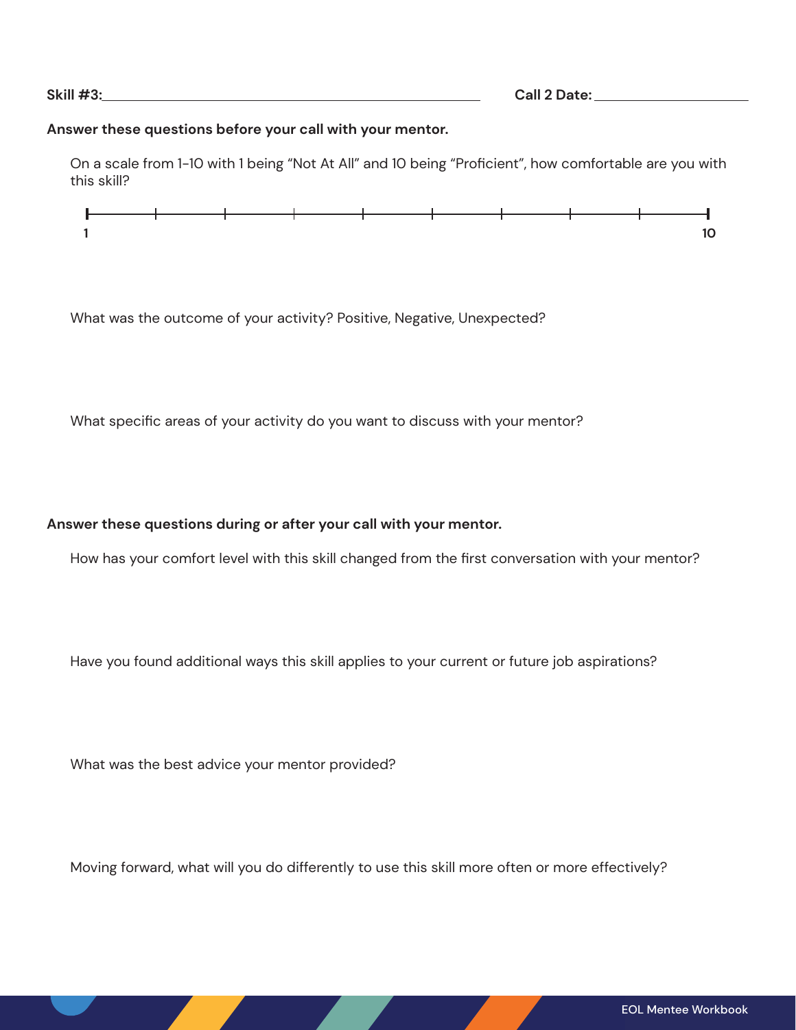**Skill #3:** ______________________________ **Call 2 Date:** ____________

**Answer these questions before your call with your mentor.**

On a scale from 1-10 with 1 being "Not At All" and 10 being "Proficient", how comfortable are you with this skill?

1 ——————————————————————————— 10

What was the outcome of your activity? Positive, Negative, Unexpected?

What specific areas of your activity do you want to discuss with your mentor?

**Answer these questions during or after your call with your mentor.**

How has your comfort level with this skill changed from the first conversation with your mentor?

Have you found additional ways this skill applies to your current or future job aspirations?

What was the best advice your mentor provided?

Moving forward, what will you do differently to use this skill more often or more effectively?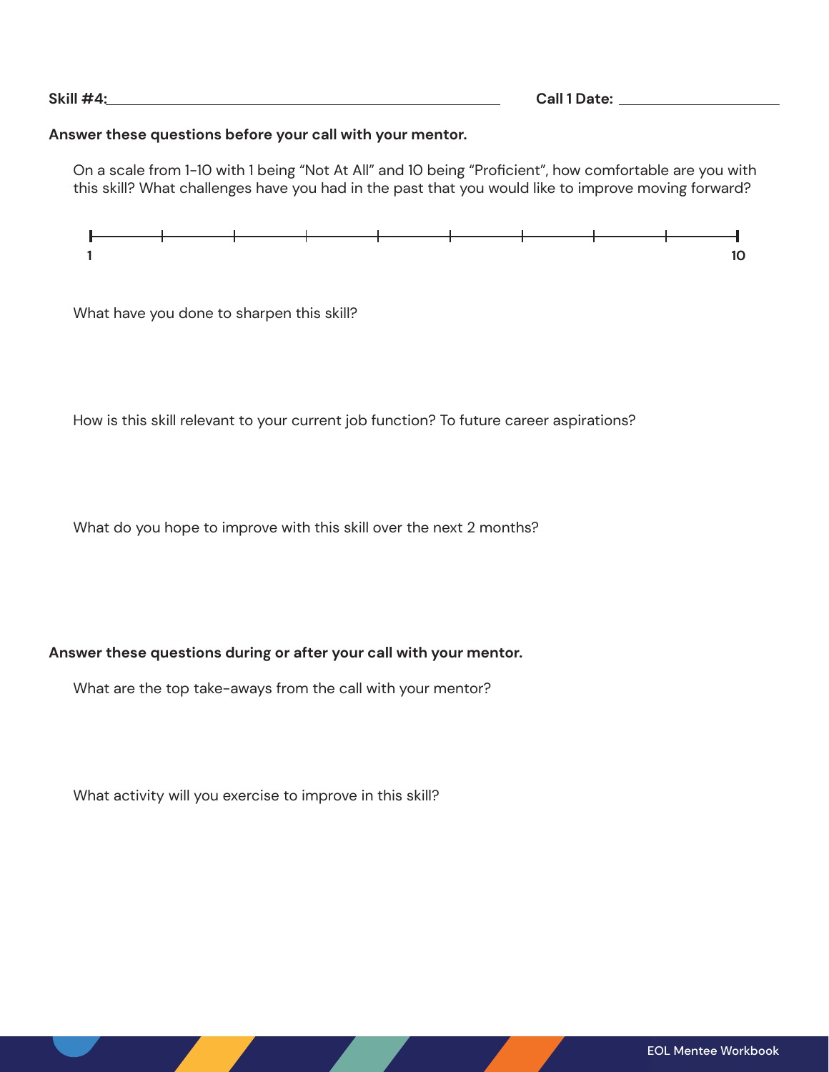**Skill #4:** ____________________________________________ **Call 1 Date:** ____________________

**Answer these questions before your call with your mentor.**

On a scale from 1-10 with 1 being “Not At All” and 10 being “Proficient”, how comfortable are you with this skill? What challenges have you had in the past that you would like to improve moving forward?

1 ——————————————————————————————— 10

What have you done to sharpen this skill?

How is this skill relevant to your current job function? To future career aspirations?

What do you hope to improve with this skill over the next 2 months?

**Answer these questions during or after your call with your mentor.**

What are the top take-aways from the call with your mentor?

What activity will you exercise to improve in this skill?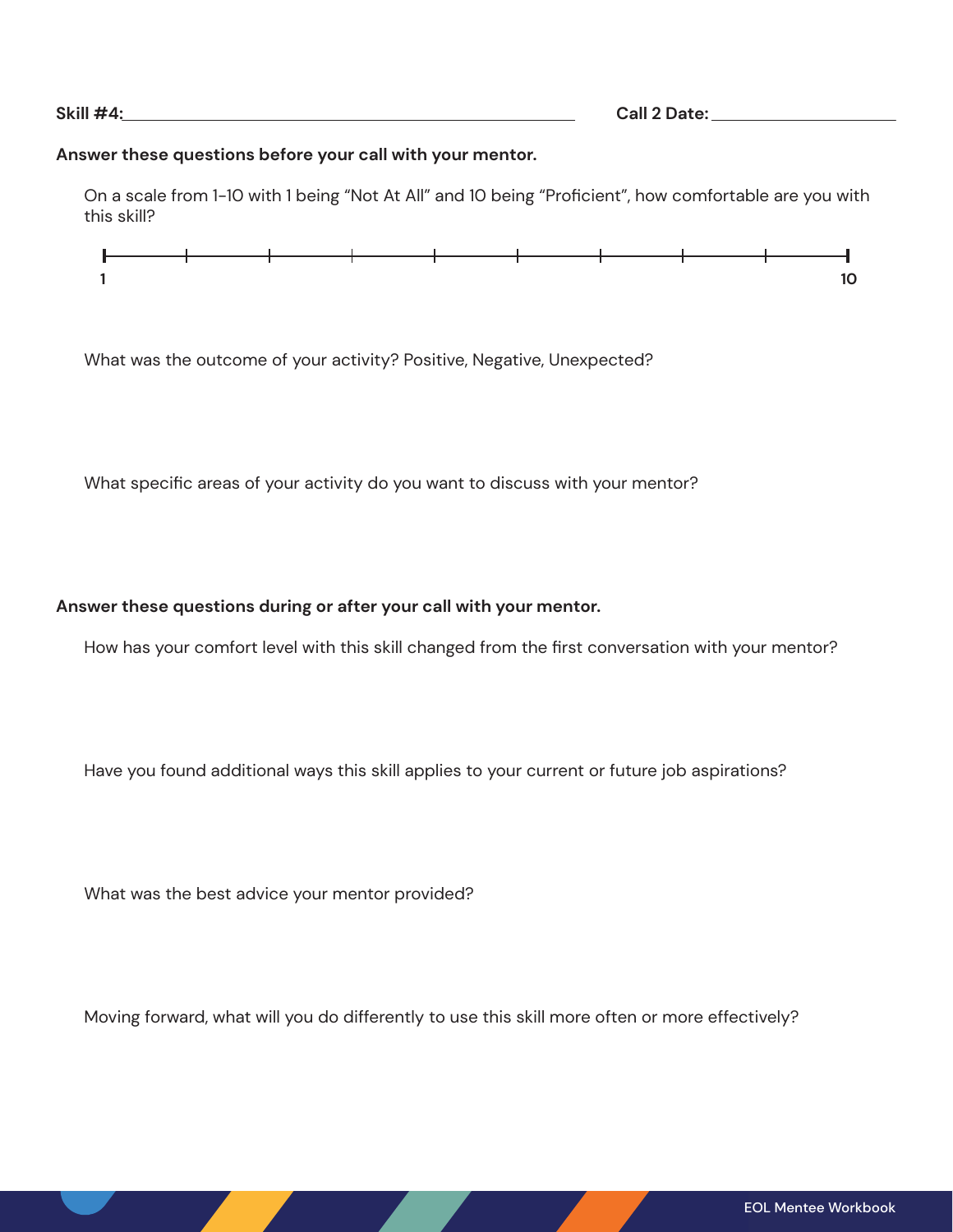**Skill #4:** ______________________________ **Call 2 Date:** ____________________

**Answer these questions before your call with your mentor.**

On a scale from 1-10 with 1 being "Not At All" and 10 being "Proficient", how comfortable are you with this skill?

1 ———————————————————————————— 10

What was the outcome of your activity? Positive, Negative, Unexpected?

What specific areas of your activity do you want to discuss with your mentor?

**Answer these questions during or after your call with your mentor.**

How has your comfort level with this skill changed from the first conversation with your mentor?

Have you found additional ways this skill applies to your current or future job aspirations?

What was the best advice your mentor provided?

Moving forward, what will you do differently to use this skill more often or more effectively?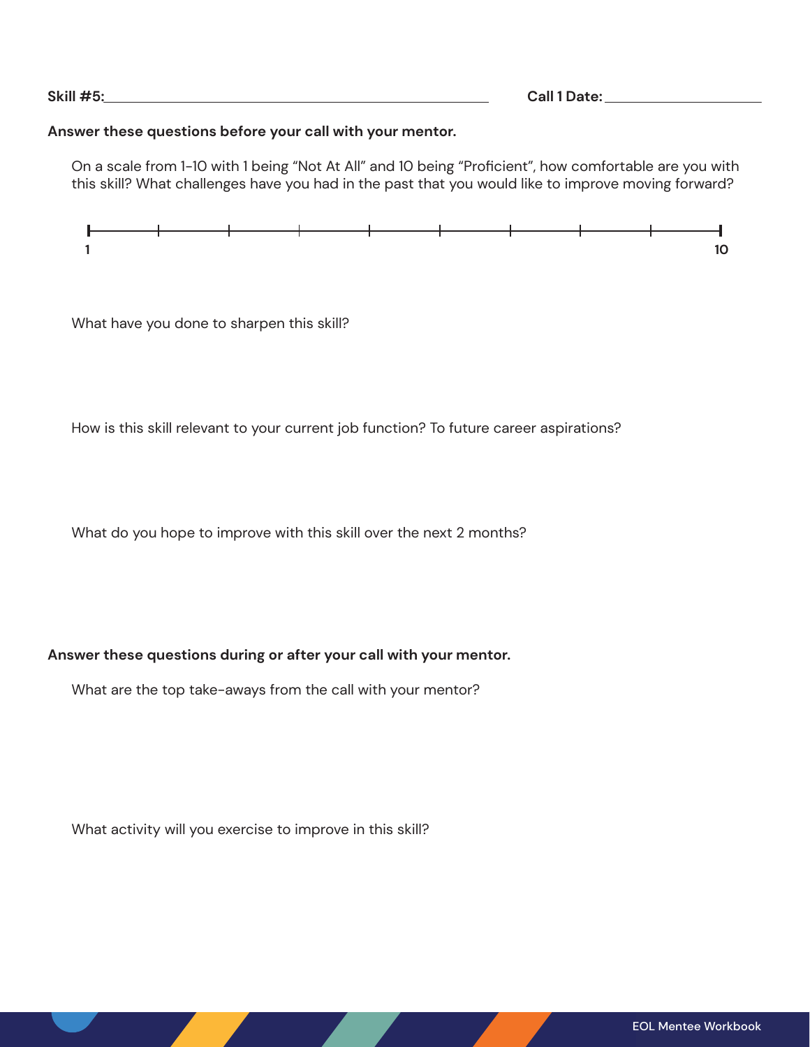**Skill #5:** ________________________________ **Call 1 Date:** ____________________

**Answer these questions before your call with your mentor.**

On a scale from 1-10 with 1 being "Not At All" and 10 being "Proficient", how comfortable are you with this skill? What challenges have you had in the past that you would like to improve moving forward?

1 ——————————————————————————— 10

What have you done to sharpen this skill?

How is this skill relevant to your current job function? To future career aspirations?

What do you hope to improve with this skill over the next 2 months?

**Answer these questions during or after your call with your mentor.**

What are the top take-aways from the call with your mentor?

What activity will you exercise to improve in this skill?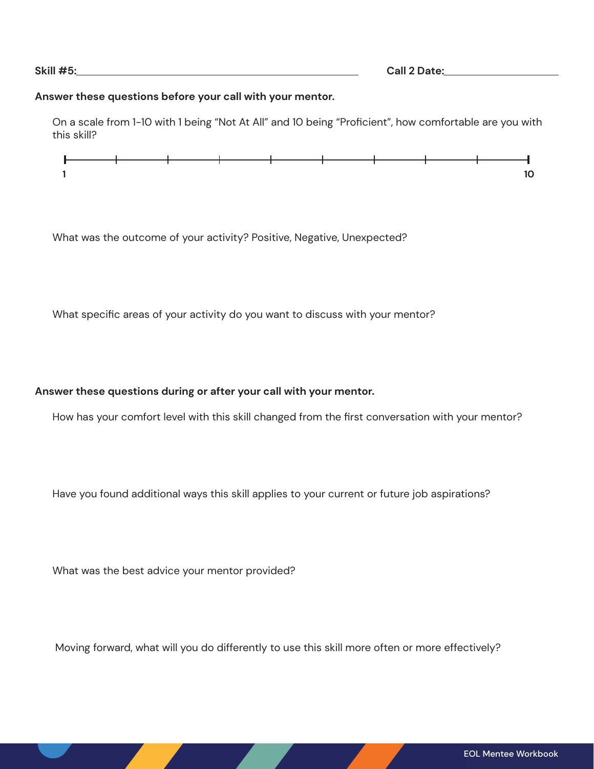**Skill #5:** ______________________________ **Call 2 Date:** ____________________

**Answer these questions before your call with your mentor.**

On a scale from 1-10 with 1 being "Not At All" and 10 being "Proficient", how comfortable are you with this skill?

1 ——————————————————————————————— 10

What was the outcome of your activity? Positive, Negative, Unexpected?

What specific areas of your activity do you want to discuss with your mentor?

**Answer these questions during or after your call with your mentor.**

How has your comfort level with this skill changed from the first conversation with your mentor?

Have you found additional ways this skill applies to your current or future job aspirations?

What was the best advice your mentor provided?

Moving forward, what will you do differently to use this skill more often or more effectively?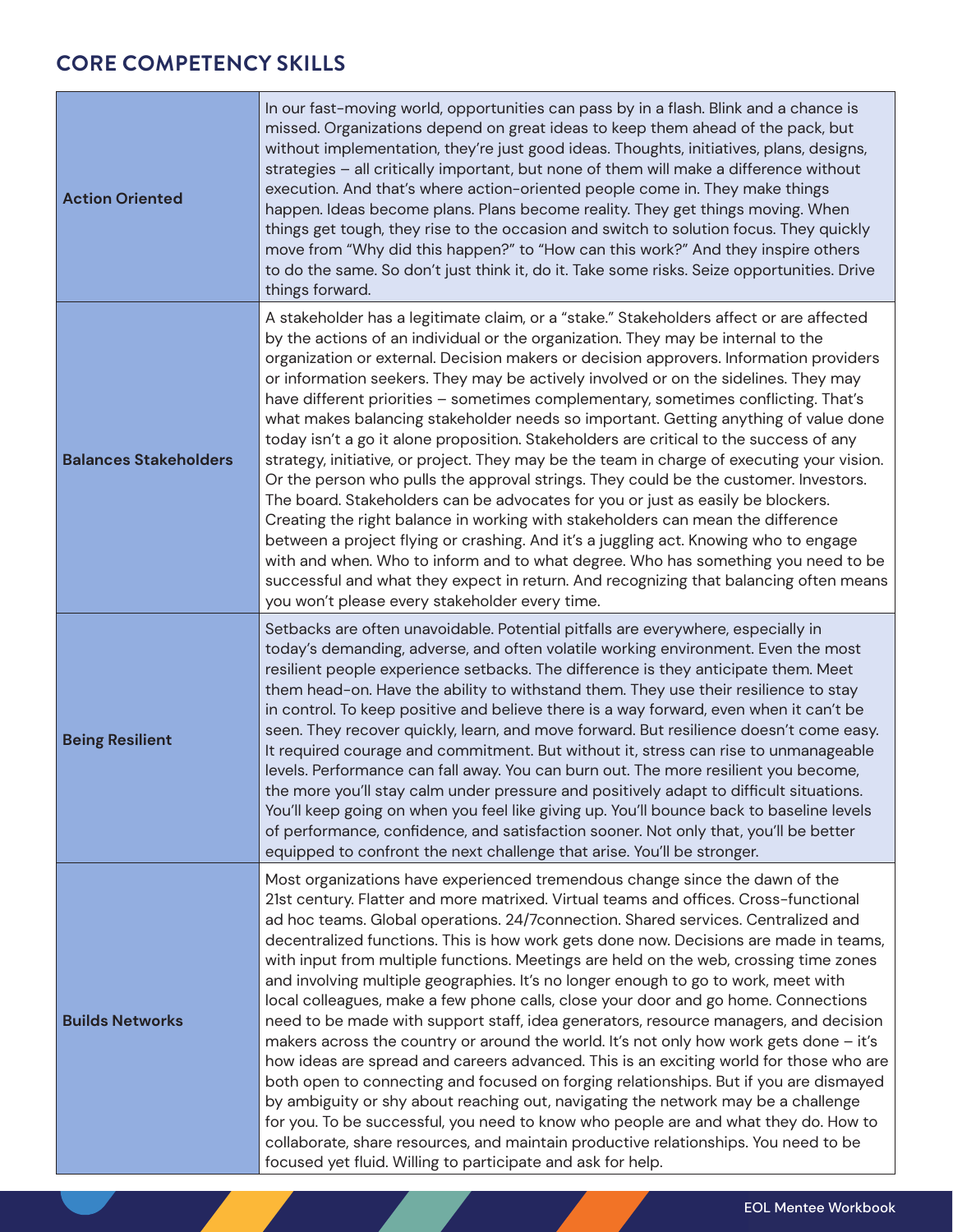## CORE COMPETENCY SKILLS

| | |
|---|---|
| **Action Oriented** | In our fast-moving world, opportunities can pass by in a flash. Blink and a chance is missed. Organizations depend on great ideas to keep them ahead of the pack, but without implementation, they're just good ideas. Thoughts, initiatives, plans, designs, strategies – all critically important, but none of them will make a difference without execution. And that's where action-oriented people come in. They make things happen. Ideas become plans. Plans become reality. They get things moving. When things get tough, they rise to the occasion and switch to solution focus. They quickly move from "Why did this happen?" to "How can this work?" And they inspire others to do the same. So don't just think it, do it. Take some risks. Seize opportunities. Drive things forward. |
| **Balances Stakeholders** | A stakeholder has a legitimate claim, or a "stake." Stakeholders affect or are affected by the actions of an individual or the organization. They may be internal to the organization or external. Decision makers or decision approvers. Information providers or information seekers. They may be actively involved or on the sidelines. They may have different priorities – sometimes complementary, sometimes conflicting. That's what makes balancing stakeholder needs so important. Getting anything of value done today isn't a go it alone proposition. Stakeholders are critical to the success of any strategy, initiative, or project. They may be the team in charge of executing your vision. Or the person who pulls the approval strings. They could be the customer. Investors. The board. Stakeholders can be advocates for you or just as easily be blockers. Creating the right balance in working with stakeholders can mean the difference between a project flying or crashing. And it's a juggling act. Knowing who to engage with and when. Who to inform and to what degree. Who has something you need to be successful and what they expect in return. And recognizing that balancing often means you won't please every stakeholder every time. |
| **Being Resilient** | Setbacks are often unavoidable. Potential pitfalls are everywhere, especially in today's demanding, adverse, and often volatile working environment. Even the most resilient people experience setbacks. The difference is they anticipate them. Meet them head-on. Have the ability to withstand them. They use their resilience to stay in control. To keep positive and believe there is a way forward, even when it can't be seen. They recover quickly, learn, and move forward. But resilience doesn't come easy. It required courage and commitment. But without it, stress can rise to unmanageable levels. Performance can fall away. You can burn out. The more resilient you become, the more you'll stay calm under pressure and positively adapt to difficult situations. You'll keep going on when you feel like giving up. You'll bounce back to baseline levels of performance, confidence, and satisfaction sooner. Not only that, you'll be better equipped to confront the next challenge that arise. You'll be stronger. |
| **Builds Networks** | Most organizations have experienced tremendous change since the dawn of the 21st century. Flatter and more matrixed. Virtual teams and offices. Cross-functional ad hoc teams. Global operations. 24/7connection. Shared services. Centralized and decentralized functions. This is how work gets done now. Decisions are made in teams, with input from multiple functions. Meetings are held on the web, crossing time zones and involving multiple geographies. It's no longer enough to go to work, meet with local colleagues, make a few phone calls, close your door and go home. Connections need to be made with support staff, idea generators, resource managers, and decision makers across the country or around the world. It's not only how work gets done – it's how ideas are spread and careers advanced. This is an exciting world for those who are both open to connecting and focused on forging relationships. But if you are dismayed by ambiguity or shy about reaching out, navigating the network may be a challenge for you. To be successful, you need to know who people are and what they do. How to collaborate, share resources, and maintain productive relationships. You need to be focused yet fluid. Willing to participate and ask for help. |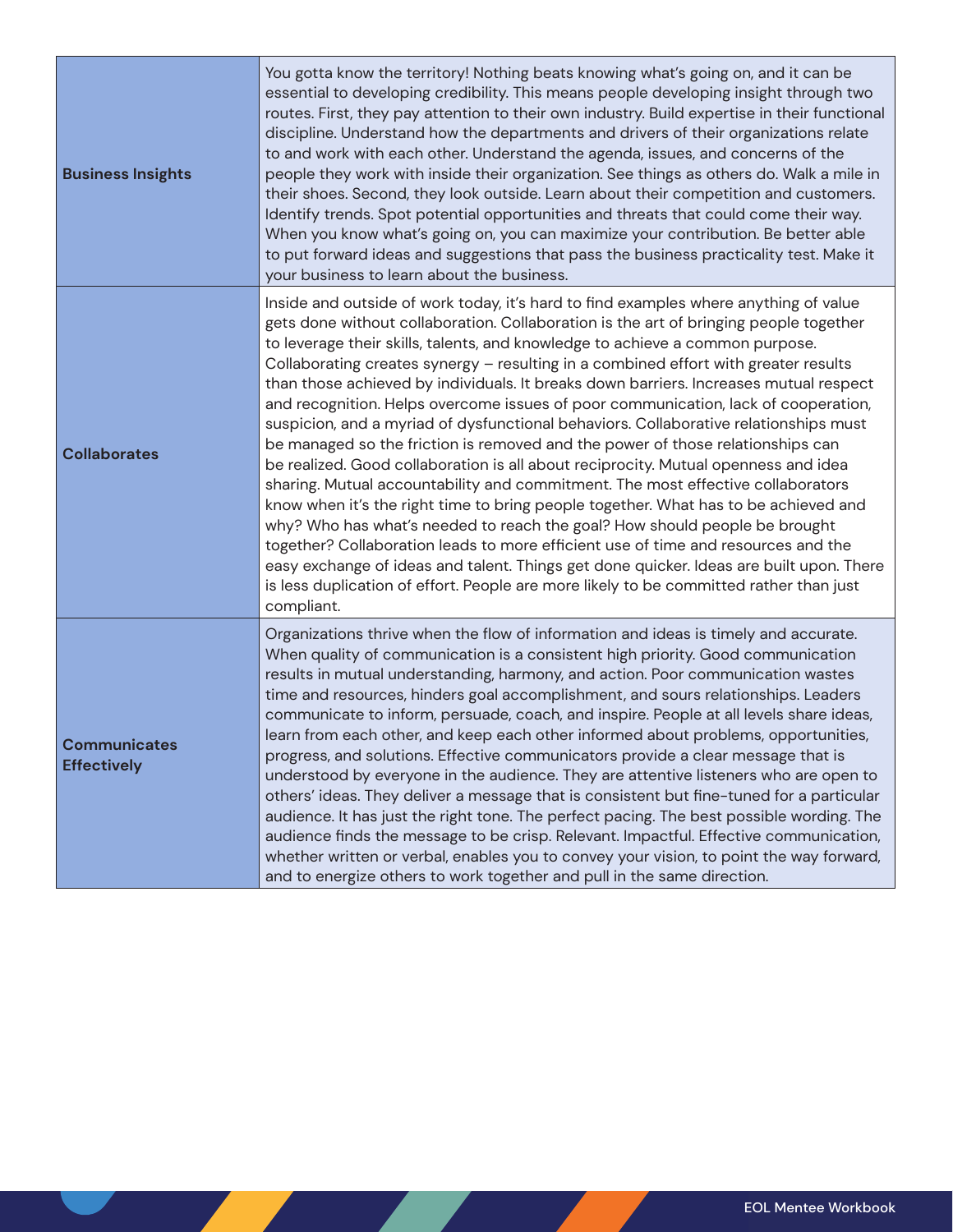| | |
|---|---|
| **Business Insights** | You gotta know the territory! Nothing beats knowing what's going on, and it can be essential to developing credibility. This means people developing insight through two routes. First, they pay attention to their own industry. Build expertise in their functional discipline. Understand how the departments and drivers of their organizations relate to and work with each other. Understand the agenda, issues, and concerns of the people they work with inside their organization. See things as others do. Walk a mile in their shoes. Second, they look outside. Learn about their competition and customers. Identify trends. Spot potential opportunities and threats that could come their way. When you know what's going on, you can maximize your contribution. Be better able to put forward ideas and suggestions that pass the business practicality test. Make it your business to learn about the business. |
| **Collaborates** | Inside and outside of work today, it's hard to find examples where anything of value gets done without collaboration. Collaboration is the art of bringing people together to leverage their skills, talents, and knowledge to achieve a common purpose. Collaborating creates synergy – resulting in a combined effort with greater results than those achieved by individuals. It breaks down barriers. Increases mutual respect and recognition. Helps overcome issues of poor communication, lack of cooperation, suspicion, and a myriad of dysfunctional behaviors. Collaborative relationships must be managed so the friction is removed and the power of those relationships can be realized. Good collaboration is all about reciprocity. Mutual openness and idea sharing. Mutual accountability and commitment. The most effective collaborators know when it's the right time to bring people together. What has to be achieved and why? Who has what's needed to reach the goal? How should people be brought together? Collaboration leads to more efficient use of time and resources and the easy exchange of ideas and talent. Things get done quicker. Ideas are built upon. There is less duplication of effort. People are more likely to be committed rather than just compliant. |
| **Communicates Effectively** | Organizations thrive when the flow of information and ideas is timely and accurate. When quality of communication is a consistent high priority. Good communication results in mutual understanding, harmony, and action. Poor communication wastes time and resources, hinders goal accomplishment, and sours relationships. Leaders communicate to inform, persuade, coach, and inspire. People at all levels share ideas, learn from each other, and keep each other informed about problems, opportunities, progress, and solutions. Effective communicators provide a clear message that is understood by everyone in the audience. They are attentive listeners who are open to others' ideas. They deliver a message that is consistent but fine-tuned for a particular audience. It has just the right tone. The perfect pacing. The best possible wording. The audience finds the message to be crisp. Relevant. Impactful. Effective communication, whether written or verbal, enables you to convey your vision, to point the way forward, and to energize others to work together and pull in the same direction. |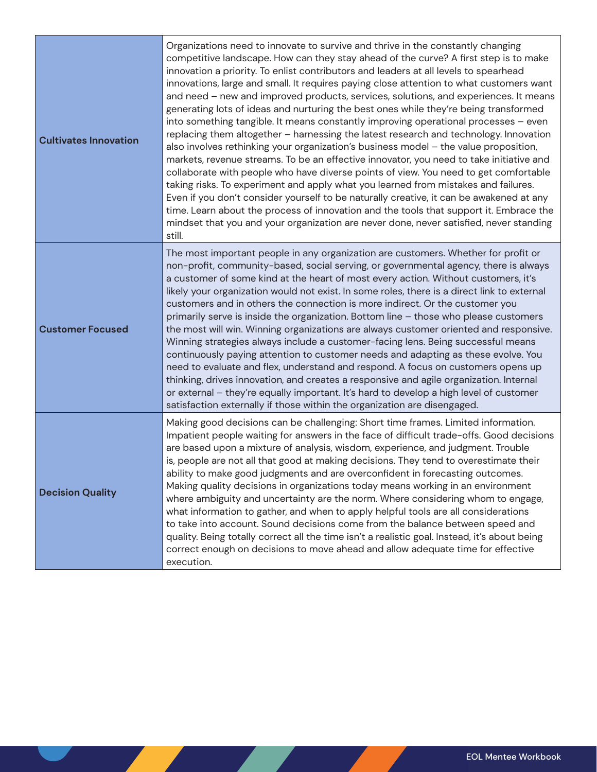| | |
|---|---|
| **Cultivates Innovation** | Organizations need to innovate to survive and thrive in the constantly changing competitive landscape. How can they stay ahead of the curve? A first step is to make innovation a priority. To enlist contributors and leaders at all levels to spearhead innovations, large and small. It requires paying close attention to what customers want and need – new and improved products, services, solutions, and experiences. It means generating lots of ideas and nurturing the best ones while they're being transformed into something tangible. It means constantly improving operational processes – even replacing them altogether – harnessing the latest research and technology. Innovation also involves rethinking your organization's business model – the value proposition, markets, revenue streams. To be an effective innovator, you need to take initiative and collaborate with people who have diverse points of view. You need to get comfortable taking risks. To experiment and apply what you learned from mistakes and failures. Even if you don't consider yourself to be naturally creative, it can be awakened at any time. Learn about the process of innovation and the tools that support it. Embrace the mindset that you and your organization are never done, never satisfied, never standing still. |
| **Customer Focused** | The most important people in any organization are customers. Whether for profit or non-profit, community-based, social serving, or governmental agency, there is always a customer of some kind at the heart of most every action. Without customers, it's likely your organization would not exist. In some roles, there is a direct link to external customers and in others the connection is more indirect. Or the customer you primarily serve is inside the organization. Bottom line – those who please customers the most will win. Winning organizations are always customer oriented and responsive. Winning strategies always include a customer-facing lens. Being successful means continuously paying attention to customer needs and adapting as these evolve. You need to evaluate and flex, understand and respond. A focus on customers opens up thinking, drives innovation, and creates a responsive and agile organization. Internal or external – they're equally important. It's hard to develop a high level of customer satisfaction externally if those within the organization are disengaged. |
| **Decision Quality** | Making good decisions can be challenging: Short time frames. Limited information. Impatient people waiting for answers in the face of difficult trade-offs. Good decisions are based upon a mixture of analysis, wisdom, experience, and judgment. Trouble is, people are not all that good at making decisions. They tend to overestimate their ability to make good judgments and are overconfident in forecasting outcomes. Making quality decisions in organizations today means working in an environment where ambiguity and uncertainty are the norm. Where considering whom to engage, what information to gather, and when to apply helpful tools are all considerations to take into account. Sound decisions come from the balance between speed and quality. Being totally correct all the time isn't a realistic goal. Instead, it's about being correct enough on decisions to move ahead and allow adequate time for effective execution. |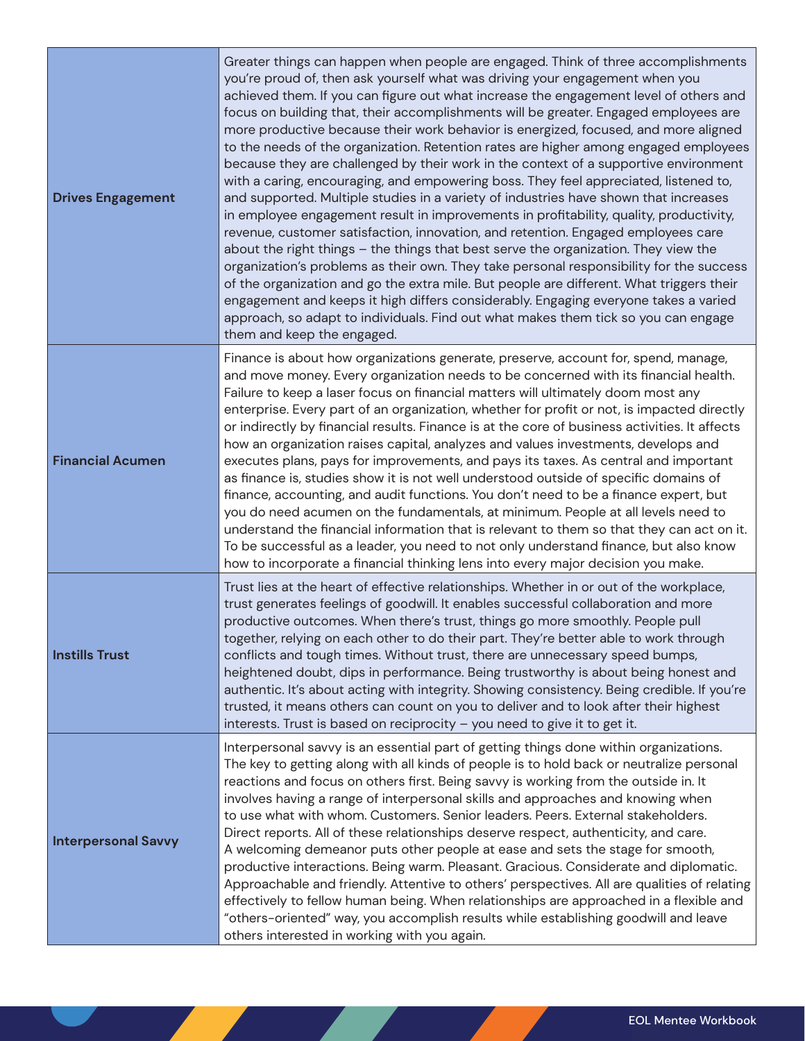| | |
|---|---|
| **Drives Engagement** | Greater things can happen when people are engaged. Think of three accomplishments you're proud of, then ask yourself what was driving your engagement when you achieved them. If you can figure out what increase the engagement level of others and focus on building that, their accomplishments will be greater. Engaged employees are more productive because their work behavior is energized, focused, and more aligned to the needs of the organization. Retention rates are higher among engaged employees because they are challenged by their work in the context of a supportive environment with a caring, encouraging, and empowering boss. They feel appreciated, listened to, and supported. Multiple studies in a variety of industries have shown that increases in employee engagement result in improvements in profitability, quality, productivity, revenue, customer satisfaction, innovation, and retention. Engaged employees care about the right things – the things that best serve the organization. They view the organization's problems as their own. They take personal responsibility for the success of the organization and go the extra mile. But people are different. What triggers their engagement and keeps it high differs considerably. Engaging everyone takes a varied approach, so adapt to individuals. Find out what makes them tick so you can engage them and keep the engaged. |
| **Financial Acumen** | Finance is about how organizations generate, preserve, account for, spend, manage, and move money. Every organization needs to be concerned with its financial health. Failure to keep a laser focus on financial matters will ultimately doom most any enterprise. Every part of an organization, whether for profit or not, is impacted directly or indirectly by financial results. Finance is at the core of business activities. It affects how an organization raises capital, analyzes and values investments, develops and executes plans, pays for improvements, and pays its taxes. As central and important as finance is, studies show it is not well understood outside of specific domains of finance, accounting, and audit functions. You don't need to be a finance expert, but you do need acumen on the fundamentals, at minimum. People at all levels need to understand the financial information that is relevant to them so that they can act on it. To be successful as a leader, you need to not only understand finance, but also know how to incorporate a financial thinking lens into every major decision you make. |
| **Instills Trust** | Trust lies at the heart of effective relationships. Whether in or out of the workplace, trust generates feelings of goodwill. It enables successful collaboration and more productive outcomes. When there's trust, things go more smoothly. People pull together, relying on each other to do their part. They're better able to work through conflicts and tough times. Without trust, there are unnecessary speed bumps, heightened doubt, dips in performance. Being trustworthy is about being honest and authentic. It's about acting with integrity. Showing consistency. Being credible. If you're trusted, it means others can count on you to deliver and to look after their highest interests. Trust is based on reciprocity – you need to give it to get it. |
| **Interpersonal Savvy** | Interpersonal savvy is an essential part of getting things done within organizations. The key to getting along with all kinds of people is to hold back or neutralize personal reactions and focus on others first. Being savvy is working from the outside in. It involves having a range of interpersonal skills and approaches and knowing when to use what with whom. Customers. Senior leaders. Peers. External stakeholders. Direct reports. All of these relationships deserve respect, authenticity, and care. A welcoming demeanor puts other people at ease and sets the stage for smooth, productive interactions. Being warm. Pleasant. Gracious. Considerate and diplomatic. Approachable and friendly. Attentive to others' perspectives. All are qualities of relating effectively to fellow human being. When relationships are approached in a flexible and "others-oriented" way, you accomplish results while establishing goodwill and leave others interested in working with you again. |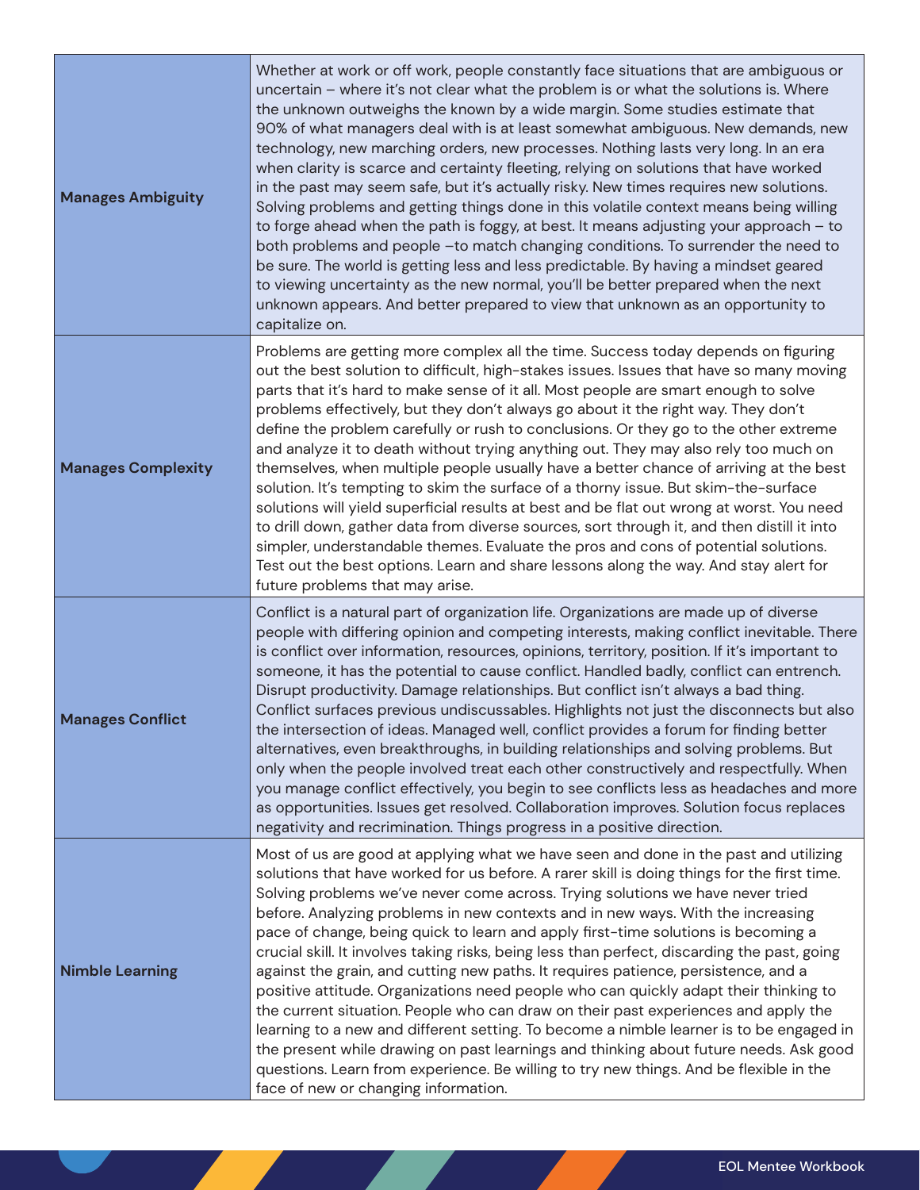| | |
|---|---|
| **Manages Ambiguity** | Whether at work or off work, people constantly face situations that are ambiguous or uncertain – where it's not clear what the problem is or what the solutions is. Where the unknown outweighs the known by a wide margin. Some studies estimate that 90% of what managers deal with is at least somewhat ambiguous. New demands, new technology, new marching orders, new processes. Nothing lasts very long. In an era when clarity is scarce and certainty fleeting, relying on solutions that have worked in the past may seem safe, but it's actually risky. New times requires new solutions. Solving problems and getting things done in this volatile context means being willing to forge ahead when the path is foggy, at best. It means adjusting your approach – to both problems and people –to match changing conditions. To surrender the need to be sure. The world is getting less and less predictable. By having a mindset geared to viewing uncertainty as the new normal, you'll be better prepared when the next unknown appears. And better prepared to view that unknown as an opportunity to capitalize on. |
| **Manages Complexity** | Problems are getting more complex all the time. Success today depends on figuring out the best solution to difficult, high-stakes issues. Issues that have so many moving parts that it's hard to make sense of it all. Most people are smart enough to solve problems effectively, but they don't always go about it the right way. They don't define the problem carefully or rush to conclusions. Or they go to the other extreme and analyze it to death without trying anything out. They may also rely too much on themselves, when multiple people usually have a better chance of arriving at the best solution. It's tempting to skim the surface of a thorny issue. But skim-the-surface solutions will yield superficial results at best and be flat out wrong at worst. You need to drill down, gather data from diverse sources, sort through it, and then distill it into simpler, understandable themes. Evaluate the pros and cons of potential solutions. Test out the best options. Learn and share lessons along the way. And stay alert for future problems that may arise. |
| **Manages Conflict** | Conflict is a natural part of organization life. Organizations are made up of diverse people with differing opinion and competing interests, making conflict inevitable. There is conflict over information, resources, opinions, territory, position. If it's important to someone, it has the potential to cause conflict. Handled badly, conflict can entrench. Disrupt productivity. Damage relationships. But conflict isn't always a bad thing. Conflict surfaces previous undiscussables. Highlights not just the disconnects but also the intersection of ideas. Managed well, conflict provides a forum for finding better alternatives, even breakthroughs, in building relationships and solving problems. But only when the people involved treat each other constructively and respectfully. When you manage conflict effectively, you begin to see conflicts less as headaches and more as opportunities. Issues get resolved. Collaboration improves. Solution focus replaces negativity and recrimination. Things progress in a positive direction. |
| **Nimble Learning** | Most of us are good at applying what we have seen and done in the past and utilizing solutions that have worked for us before. A rarer skill is doing things for the first time. Solving problems we've never come across. Trying solutions we have never tried before. Analyzing problems in new contexts and in new ways. With the increasing pace of change, being quick to learn and apply first-time solutions is becoming a crucial skill. It involves taking risks, being less than perfect, discarding the past, going against the grain, and cutting new paths. It requires patience, persistence, and a positive attitude. Organizations need people who can quickly adapt their thinking to the current situation. People who can draw on their past experiences and apply the learning to a new and different setting. To become a nimble learner is to be engaged in the present while drawing on past learnings and thinking about future needs. Ask good questions. Learn from experience. Be willing to try new things. And be flexible in the face of new or changing information. |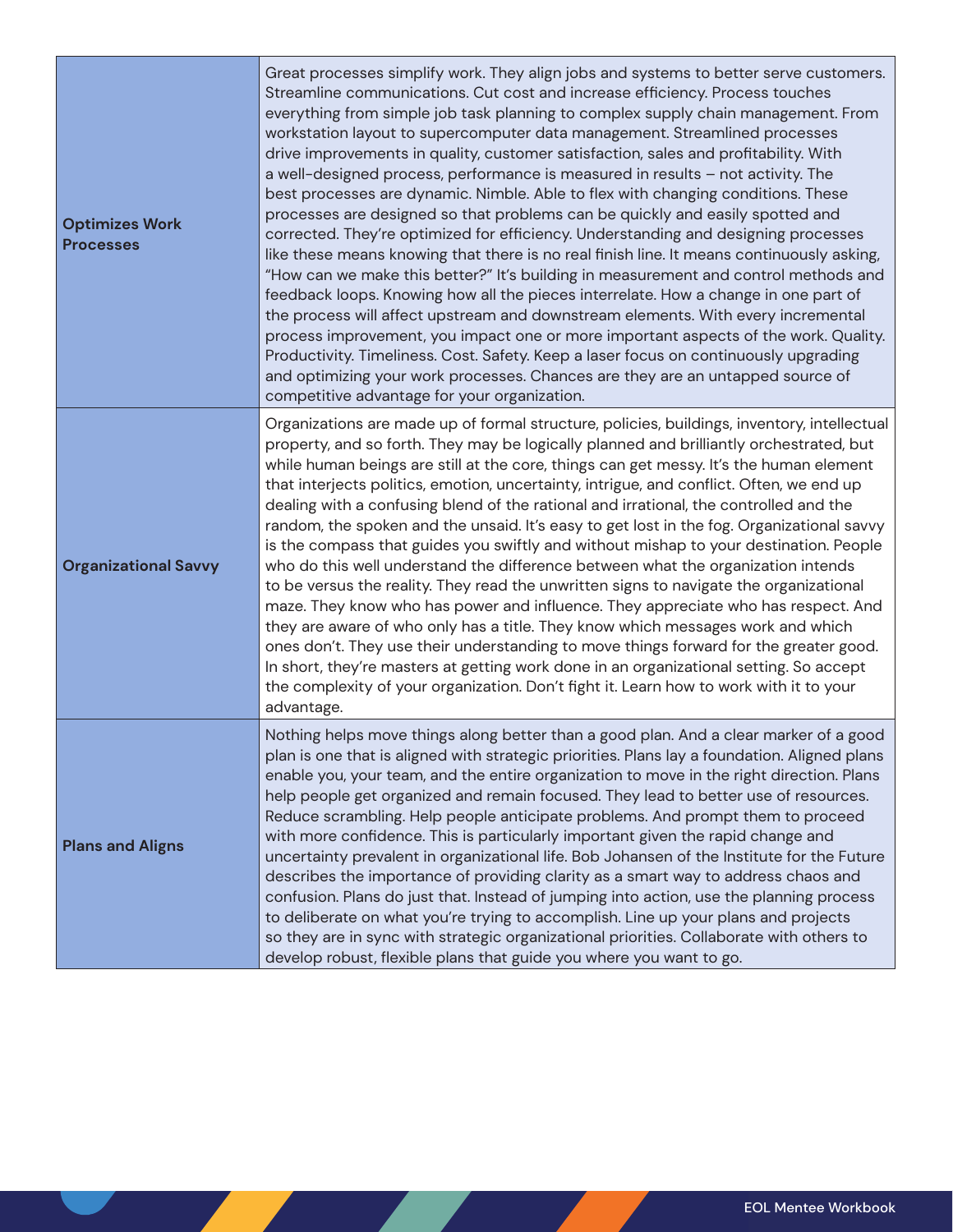| | |
|---|---|
| **Optimizes Work Processes** | Great processes simplify work. They align jobs and systems to better serve customers. Streamline communications. Cut cost and increase efficiency. Process touches everything from simple job task planning to complex supply chain management. From workstation layout to supercomputer data management. Streamlined processes drive improvements in quality, customer satisfaction, sales and profitability. With a well-designed process, performance is measured in results – not activity. The best processes are dynamic. Nimble. Able to flex with changing conditions. These processes are designed so that problems can be quickly and easily spotted and corrected. They're optimized for efficiency. Understanding and designing processes like these means knowing that there is no real finish line. It means continuously asking, "How can we make this better?" It's building in measurement and control methods and feedback loops. Knowing how all the pieces interrelate. How a change in one part of the process will affect upstream and downstream elements. With every incremental process improvement, you impact one or more important aspects of the work. Quality. Productivity. Timeliness. Cost. Safety. Keep a laser focus on continuously upgrading and optimizing your work processes. Chances are they are an untapped source of competitive advantage for your organization. |
| **Organizational Savvy** | Organizations are made up of formal structure, policies, buildings, inventory, intellectual property, and so forth. They may be logically planned and brilliantly orchestrated, but while human beings are still at the core, things can get messy. It's the human element that interjects politics, emotion, uncertainty, intrigue, and conflict. Often, we end up dealing with a confusing blend of the rational and irrational, the controlled and the random, the spoken and the unsaid. It's easy to get lost in the fog. Organizational savvy is the compass that guides you swiftly and without mishap to your destination. People who do this well understand the difference between what the organization intends to be versus the reality. They read the unwritten signs to navigate the organizational maze. They know who has power and influence. They appreciate who has respect. And they are aware of who only has a title. They know which messages work and which ones don't. They use their understanding to move things forward for the greater good. In short, they're masters at getting work done in an organizational setting. So accept the complexity of your organization. Don't fight it. Learn how to work with it to your advantage. |
| **Plans and Aligns** | Nothing helps move things along better than a good plan. And a clear marker of a good plan is one that is aligned with strategic priorities. Plans lay a foundation. Aligned plans enable you, your team, and the entire organization to move in the right direction. Plans help people get organized and remain focused. They lead to better use of resources. Reduce scrambling. Help people anticipate problems. And prompt them to proceed with more confidence. This is particularly important given the rapid change and uncertainty prevalent in organizational life. Bob Johansen of the Institute for the Future describes the importance of providing clarity as a smart way to address chaos and confusion. Plans do just that. Instead of jumping into action, use the planning process to deliberate on what you're trying to accomplish. Line up your plans and projects so they are in sync with strategic organizational priorities. Collaborate with others to develop robust, flexible plans that guide you where you want to go. |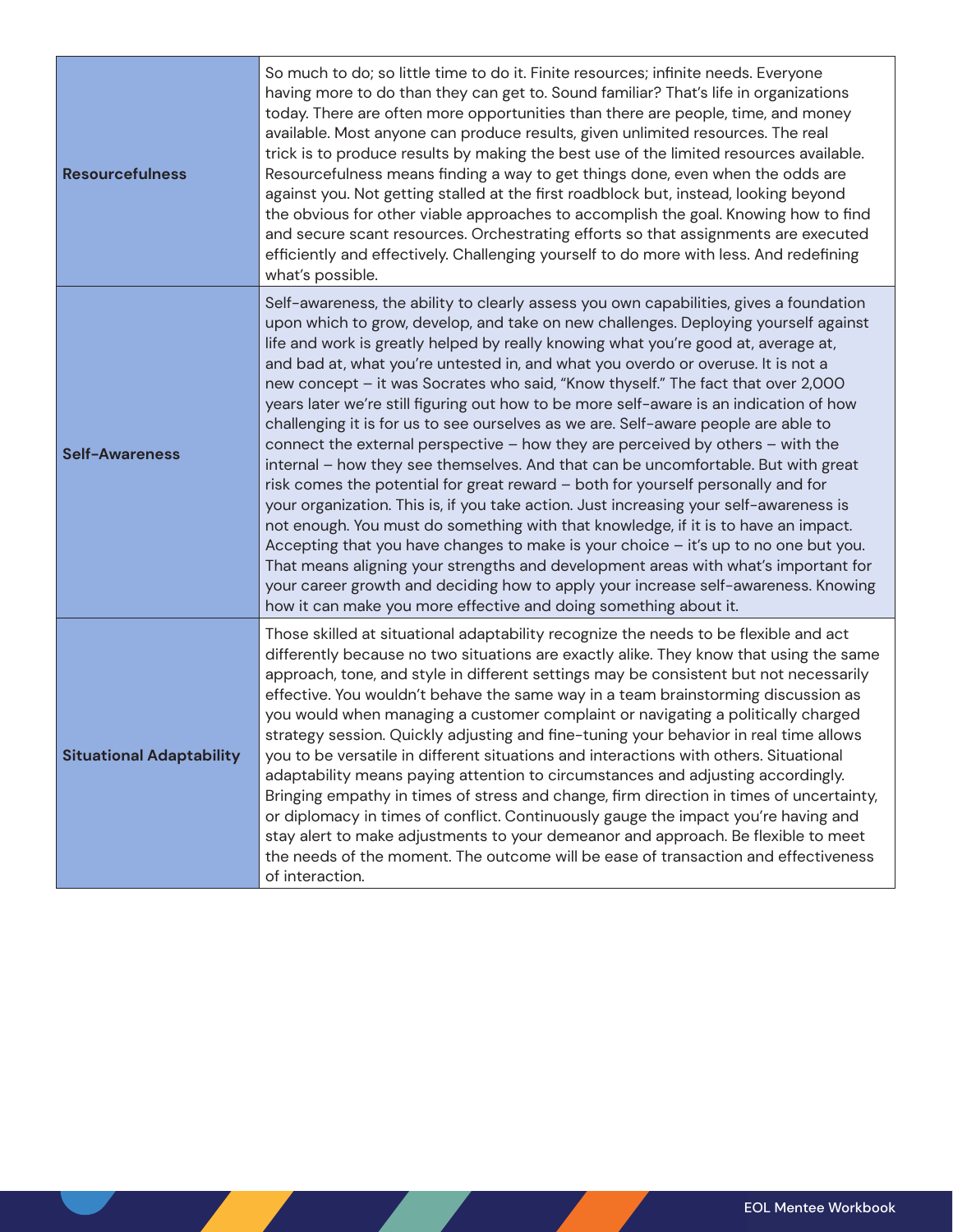| | |
|---|---|
| **Resourcefulness** | So much to do; so little time to do it. Finite resources; infinite needs. Everyone having more to do than they can get to. Sound familiar? That's life in organizations today. There are often more opportunities than there are people, time, and money available. Most anyone can produce results, given unlimited resources. The real trick is to produce results by making the best use of the limited resources available. Resourcefulness means finding a way to get things done, even when the odds are against you. Not getting stalled at the first roadblock but, instead, looking beyond the obvious for other viable approaches to accomplish the goal. Knowing how to find and secure scant resources. Orchestrating efforts so that assignments are executed efficiently and effectively. Challenging yourself to do more with less. And redefining what's possible. |
| **Self-Awareness** | Self-awareness, the ability to clearly assess you own capabilities, gives a foundation upon which to grow, develop, and take on new challenges. Deploying yourself against life and work is greatly helped by really knowing what you're good at, average at, and bad at, what you're untested in, and what you overdo or overuse. It is not a new concept – it was Socrates who said, "Know thyself." The fact that over 2,000 years later we're still figuring out how to be more self-aware is an indication of how challenging it is for us to see ourselves as we are. Self-aware people are able to connect the external perspective – how they are perceived by others – with the internal – how they see themselves. And that can be uncomfortable. But with great risk comes the potential for great reward – both for yourself personally and for your organization. This is, if you take action. Just increasing your self-awareness is not enough. You must do something with that knowledge, if it is to have an impact. Accepting that you have changes to make is your choice – it's up to no one but you. That means aligning your strengths and development areas with what's important for your career growth and deciding how to apply your increase self-awareness. Knowing how it can make you more effective and doing something about it. |
| **Situational Adaptability** | Those skilled at situational adaptability recognize the needs to be flexible and act differently because no two situations are exactly alike. They know that using the same approach, tone, and style in different settings may be consistent but not necessarily effective. You wouldn't behave the same way in a team brainstorming discussion as you would when managing a customer complaint or navigating a politically charged strategy session. Quickly adjusting and fine-tuning your behavior in real time allows you to be versatile in different situations and interactions with others. Situational adaptability means paying attention to circumstances and adjusting accordingly. Bringing empathy in times of stress and change, firm direction in times of uncertainty, or diplomacy in times of conflict. Continuously gauge the impact you're having and stay alert to make adjustments to your demeanor and approach. Be flexible to meet the needs of the moment. The outcome will be ease of transaction and effectiveness of interaction. |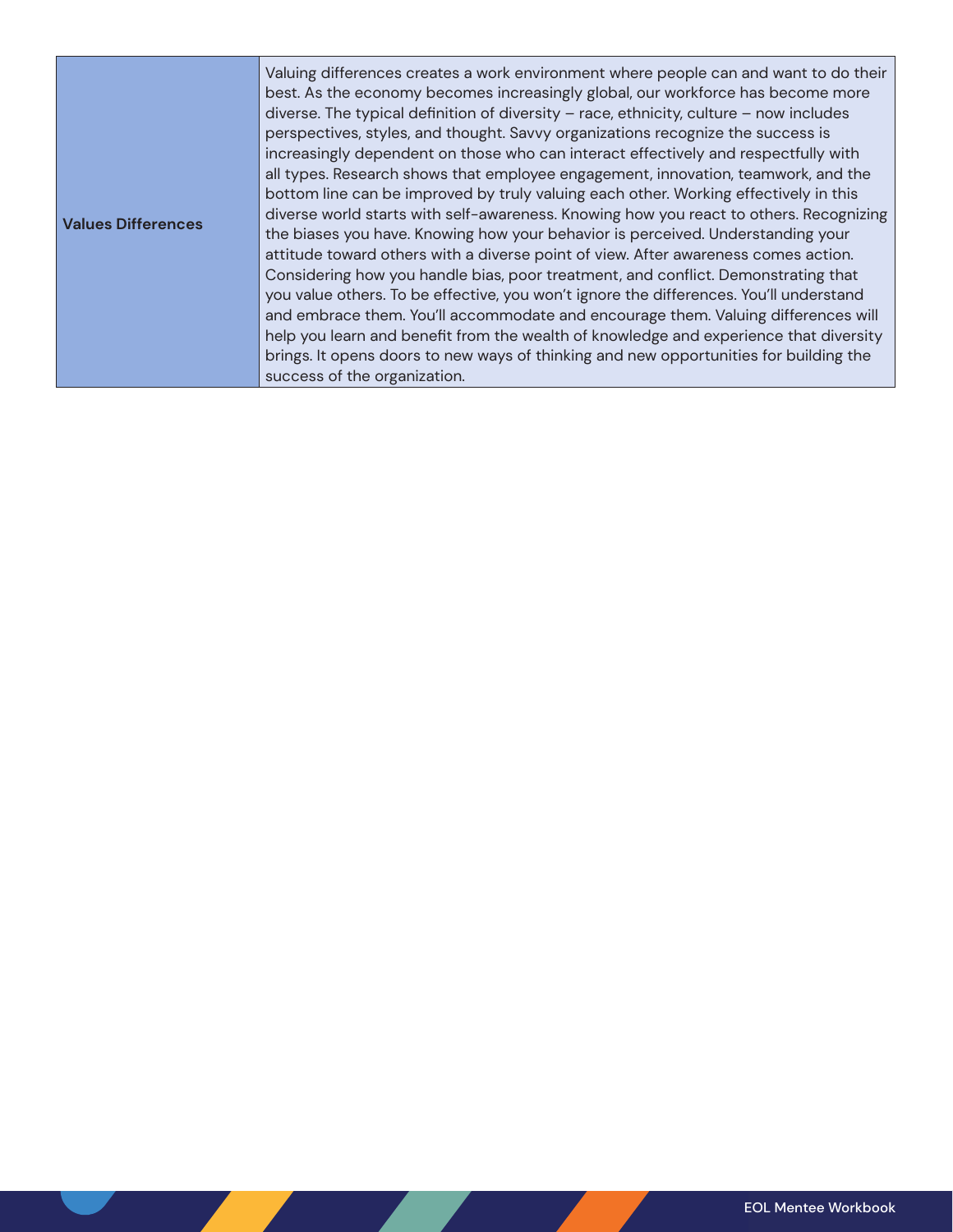| | |
|---|---|
| **Values Differences** | Valuing differences creates a work environment where people can and want to do their best. As the economy becomes increasingly global, our workforce has become more diverse. The typical definition of diversity – race, ethnicity, culture – now includes perspectives, styles, and thought. Savvy organizations recognize the success is increasingly dependent on those who can interact effectively and respectfully with all types. Research shows that employee engagement, innovation, teamwork, and the bottom line can be improved by truly valuing each other. Working effectively in this diverse world starts with self-awareness. Knowing how you react to others. Recognizing the biases you have. Knowing how your behavior is perceived. Understanding your attitude toward others with a diverse point of view. After awareness comes action. Considering how you handle bias, poor treatment, and conflict. Demonstrating that you value others. To be effective, you won't ignore the differences. You'll understand and embrace them. You'll accommodate and encourage them. Valuing differences will help you learn and benefit from the wealth of knowledge and experience that diversity brings. It opens doors to new ways of thinking and new opportunities for building the success of the organization. |